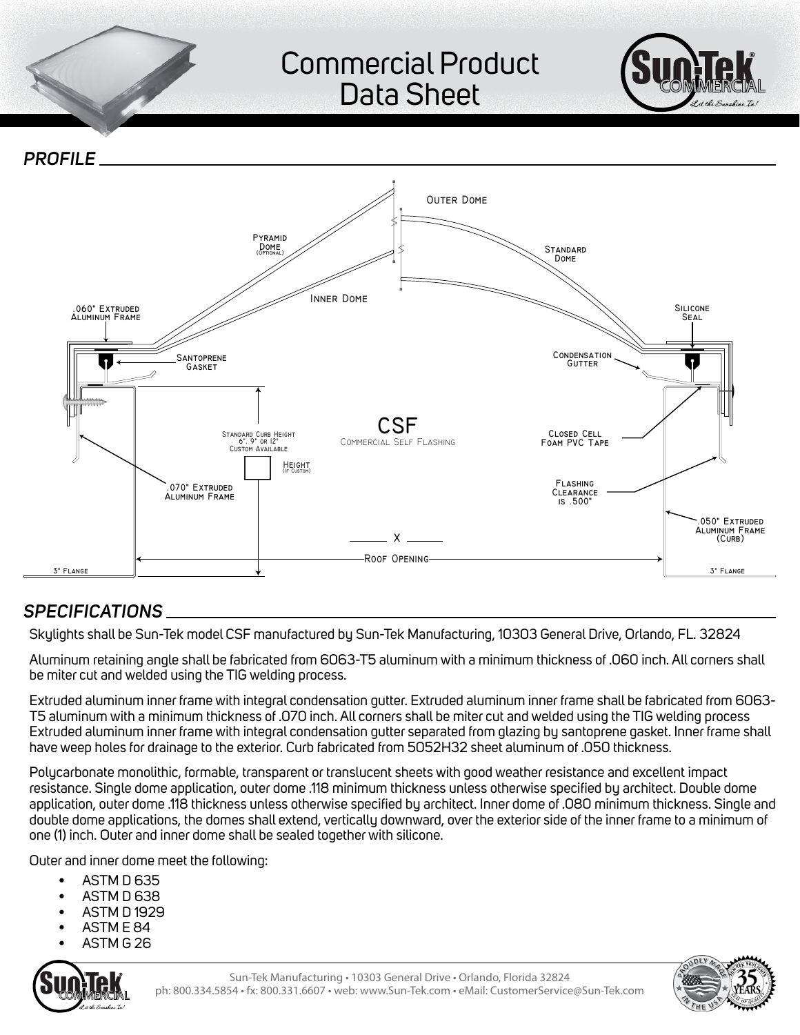# Commercial Product Data Sheet

## PROFILE

Outer Dome

Pyramid Dome (Optional)

Standard Dome

Inner Dome

.060" Extruded Aluminum Frame

Silicone Seal

Santoprene Gasket

Condensation Gutter

Standard Curb Height 6", 9" or 12" Custom Available

Height (If Custom)

CSF
Commercial Self Flashing

Closed Cell Foam PVC Tape

.070" Extruded Aluminum Frame

Flashing Clearance is .500"

.050" Extruded Aluminum Frame (Curb)

X

Roof Opening

3" Flange

3" Flange

## SPECIFICATIONS

Skylights shall be Sun-Tek model CSF manufactured by Sun-Tek Manufacturing, 10303 General Drive, Orlando, FL. 32824

Aluminum retaining angle shall be fabricated from 6063-T5 aluminum with a minimum thickness of .060 inch. All corners shall be miter cut and welded using the TIG welding process.

Extruded aluminum inner frame with integral condensation gutter. Extruded aluminum inner frame shall be fabricated from 6063-T5 aluminum with a minimum thickness of .070 inch. All corners shall be miter cut and welded using the TIG welding process Extruded aluminum inner frame with integral condensation gutter separated from glazing by santoprene gasket. Inner frame shall have weep holes for drainage to the exterior. Curb fabricated from 5052H32 sheet aluminum of .050 thickness.

Polycarbonate monolithic, formable, transparent or translucent sheets with good weather resistance and excellent impact resistance. Single dome application, outer dome .118 minimum thickness unless otherwise specified by architect. Double dome application, outer dome .118 thickness unless otherwise specified by architect. Inner dome of .080 minimum thickness. Single and double dome applications, the domes shall extend, vertically downward, over the exterior side of the inner frame to a minimum of one (1) inch. Outer and inner dome shall be sealed together with silicone.

Outer and inner dome meet the following:

- ASTM D 635
- ASTM D 638
- ASTM D 1929
- ASTM E 84
- ASTM G 26

Sun-Tek Manufacturing • 10303 General Drive • Orlando, Florida 32824
ph: 800.334.5854 • fx: 800.331.6607 • web: www.Sun-Tek.com • eMail: CustomerService@Sun-Tek.com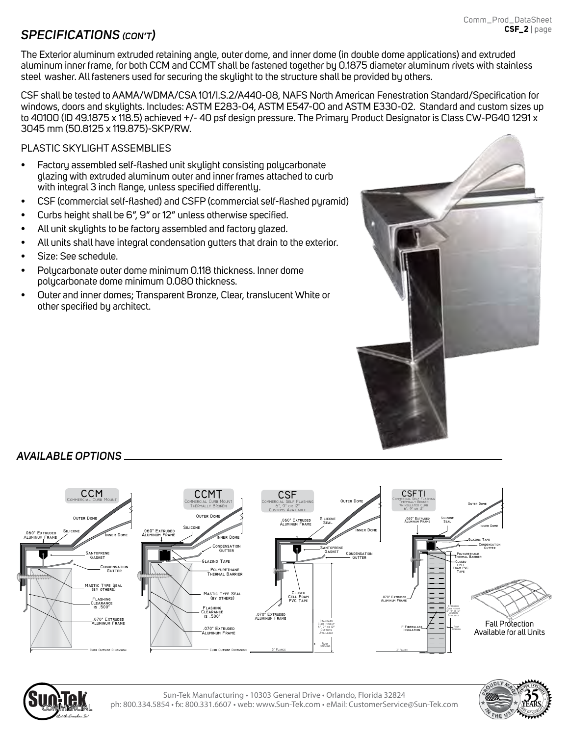## *SPECIFICATIONS (CON'T)*

The Exterior aluminum extruded retaining angle, outer dome, and inner dome (in double dome applications) and extruded aluminum inner frame, for both CCM and CCMT shall be fastened together by 0.1875 diameter aluminum rivets with stainless steel washer. All fasteners used for securing the skylight to the structure shall be provided by others.

CSF shall be tested to AAMA/WDMA/CSA 101/I.S.2/A440-08, NAFS North American Fenestration Standard/Specification for windows, doors and skylights. Includes: ASTM E283-04, ASTM E547-00 and ASTM E330-02. Standard and custom sizes up to 40100 (ID 49.1875 x 118.5) achieved +/- 40 psf design pressure. The Primary Product Designator is Class CW-PG40 1291 x 3045 mm (50.8125 x 119.875)-SKP/RW.

PLASTIC SKYLIGHT ASSEMBLIES

- Factory assembled self-flashed unit skylight consisting polycarbonate glazing with extruded aluminum outer and inner frames attached to curb with integral 3 inch flange, unless specified differently.
- CSF (commercial self-flashed) and CSFP (commercial self-flashed pyramid)
- Curbs height shall be 6", 9" or 12" unless otherwise specified.
- All unit skylights to be factory assembled and factory glazed.
- All units shall have integral condensation gutters that drain to the exterior.
- Size: See schedule.
- Polycarbonate outer dome minimum 0.118 thickness. Inner dome polycarbonate dome minimum 0.080 thickness.
- Outer and inner domes; Transparent Bronze, Clear, translucent White or other specified by architect.

## *AVAILABLE OPTIONS*

CCM
Commercial Curb Mount
Outer Dome
Silicone
Inner Dome
.060" Extruded Aluminum Frame
Santoprene Gasket
Condensation Gutter
Mastic Type Seal (by others)
Flashing Clearance is .500"
.070" Extruded Aluminum Frame
Curb Outside Dimension

CCMT
Commercial Curb Mount Thermally Broken
Outer Dome
Silicone
.060" Extruded Aluminum Frame
Inner Dome
Condensation Gutter
Glazing Tape
Polyurethane Thermal Barrier
Mastic Type Seal (by others)
Flashing Clearance is .500"
.070" Extruded Aluminum Frame
Curb Outside Dimension

CSF
Commercial Self Flashing
6", 9" or 12"
Customs Available
Outer Dome
.060" Extruded Aluminum Frame
Silicone Seal
Inner Dome
Santoprene Gasket
Condensation Gutter
Closed Cell Foam PVC Tape
.070" Extruded Aluminum Frame
Standard Curb Height 6", 9" or 12" Customs Available
Roof Opening
3" Flange

CSFTI
Commercial Self Flashing Thermally Broken w/Insulated Curb 6", 9" or 12"
Outer Dome
.060" Extruded Aluminum Frame
Silicone Seal
Inner Dome
Glazing Tape
Condensation Gutter
Polyurethane Thermal Barrier
Closed Cell Foam PVC Tape
.070" Extruded Aluminum Frame
Standard Curb Height 6", 9" or 12" Custom Available
1" Fiberglass Insulation
Roof Opening
3" Flange

Fall Protection Available for all Units

Sun-Tek Manufacturing • 10303 General Drive • Orlando, Florida 32824
ph: 800.334.5854 • fx: 800.331.6607 • web: www.Sun-Tek.com • eMail: CustomerService@Sun-Tek.com